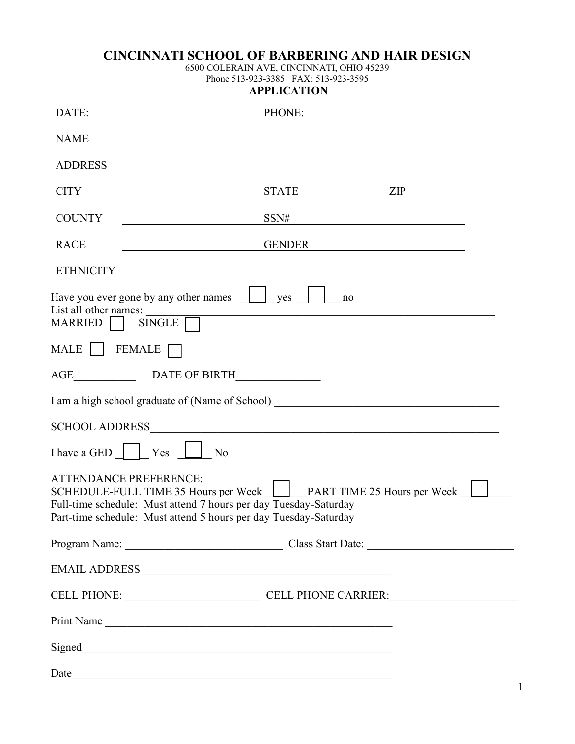# CINCINNATI SCHOOL OF BARBERING AND HAIR DESIGN

6500 COLERAIN AVE, CINCINNATI, OHIO 45239
Phone 513-923-3385 FAX: 513-923-3595

## APPLICATION

DATE: ______________________ PHONE: ______________________

NAME ______________________________________________

ADDRESS ______________________________________________

CITY ______________________ STATE ____________ ZIP ____________

COUNTY ______________________ SSN# ______________________

RACE ______________________ GENDER ______________________

ETHNICITY ______________________________________________

Have you ever gone by any other names ☐ yes ☐ no
List all other names: ______________________________________________

MARRIED ☐ SINGLE ☐

MALE ☐ FEMALE ☐

AGE___________ DATE OF BIRTH_______________

I am a high school graduate of (Name of School) ________________________________________

SCHOOL ADDRESS______________________________________________________________

I have a GED ☐ Yes ☐ No

ATTENDANCE PREFERENCE:
SCHEDULE-FULL TIME 35 Hours per Week ☐ PART TIME 25 Hours per Week ☐
Full-time schedule: Must attend 7 hours per day Tuesday-Saturday
Part-time schedule: Must attend 5 hours per day Tuesday-Saturday

Program Name: ____________________________ Class Start Date: __________________________

EMAIL ADDRESS ______________________________________________

CELL PHONE: ________________________ CELL PHONE CARRIER:______________________

Print Name ____________________________________________________

Signed________________________________________________________

Date__________________________________________________________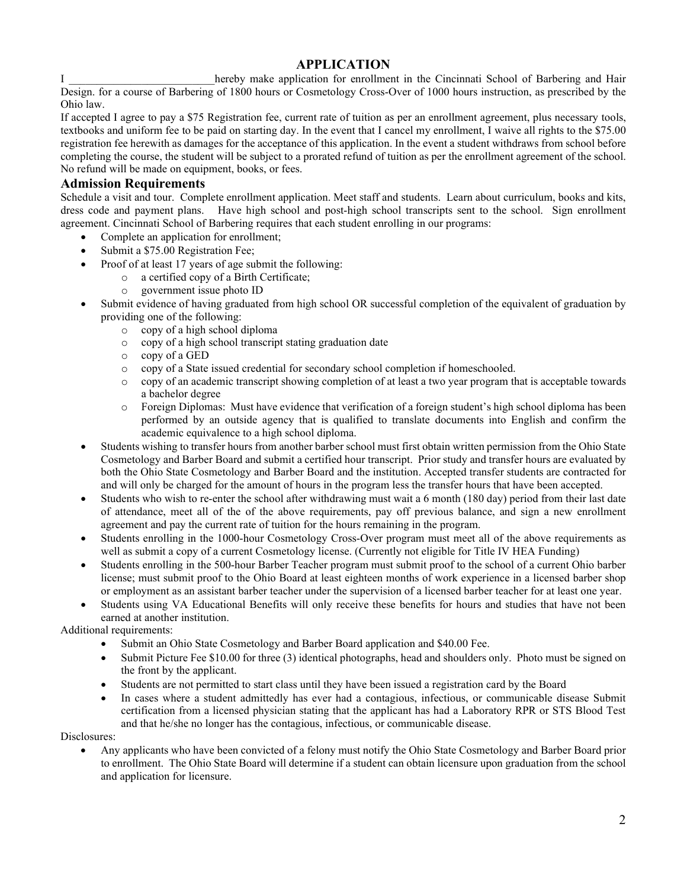## APPLICATION

I _________________________hereby make application for enrollment in the Cincinnati School of Barbering and Hair Design. for a course of Barbering of 1800 hours or Cosmetology Cross-Over of 1000 hours instruction, as prescribed by the Ohio law.

If accepted I agree to pay a $75 Registration fee, current rate of tuition as per an enrollment agreement, plus necessary tools, textbooks and uniform fee to be paid on starting day. In the event that I cancel my enrollment, I waive all rights to the $75.00 registration fee herewith as damages for the acceptance of this application. In the event a student withdraws from school before completing the course, the student will be subject to a prorated refund of tuition as per the enrollment agreement of the school. No refund will be made on equipment, books, or fees.

### Admission Requirements

Schedule a visit and tour. Complete enrollment application. Meet staff and students. Learn about curriculum, books and kits, dress code and payment plans. Have high school and post-high school transcripts sent to the school. Sign enrollment agreement. Cincinnati School of Barbering requires that each student enrolling in our programs:

- Complete an application for enrollment;
- Submit a $75.00 Registration Fee;
- Proof of at least 17 years of age submit the following:
  - a certified copy of a Birth Certificate;
  - government issue photo ID
- Submit evidence of having graduated from high school OR successful completion of the equivalent of graduation by providing one of the following:
  - copy of a high school diploma
  - copy of a high school transcript stating graduation date
  - copy of a GED
  - copy of a State issued credential for secondary school completion if homeschooled.
  - copy of an academic transcript showing completion of at least a two year program that is acceptable towards a bachelor degree
  - Foreign Diplomas: Must have evidence that verification of a foreign student's high school diploma has been performed by an outside agency that is qualified to translate documents into English and confirm the academic equivalence to a high school diploma.
- Students wishing to transfer hours from another barber school must first obtain written permission from the Ohio State Cosmetology and Barber Board and submit a certified hour transcript. Prior study and transfer hours are evaluated by both the Ohio State Cosmetology and Barber Board and the institution. Accepted transfer students are contracted for and will only be charged for the amount of hours in the program less the transfer hours that have been accepted.
- Students who wish to re-enter the school after withdrawing must wait a 6 month (180 day) period from their last date of attendance, meet all of the of the above requirements, pay off previous balance, and sign a new enrollment agreement and pay the current rate of tuition for the hours remaining in the program.
- Students enrolling in the 1000-hour Cosmetology Cross-Over program must meet all of the above requirements as well as submit a copy of a current Cosmetology license. (Currently not eligible for Title IV HEA Funding)
- Students enrolling in the 500-hour Barber Teacher program must submit proof to the school of a current Ohio barber license; must submit proof to the Ohio Board at least eighteen months of work experience in a licensed barber shop or employment as an assistant barber teacher under the supervision of a licensed barber teacher for at least one year.
- Students using VA Educational Benefits will only receive these benefits for hours and studies that have not been earned at another institution.

Additional requirements:

- Submit an Ohio State Cosmetology and Barber Board application and $40.00 Fee.
- Submit Picture Fee $10.00 for three (3) identical photographs, head and shoulders only. Photo must be signed on the front by the applicant.
- Students are not permitted to start class until they have been issued a registration card by the Board
- In cases where a student admittedly has ever had a contagious, infectious, or communicable disease Submit certification from a licensed physician stating that the applicant has had a Laboratory RPR or STS Blood Test and that he/she no longer has the contagious, infectious, or communicable disease.

Disclosures:

- Any applicants who have been convicted of a felony must notify the Ohio State Cosmetology and Barber Board prior to enrollment. The Ohio State Board will determine if a student can obtain licensure upon graduation from the school and application for licensure.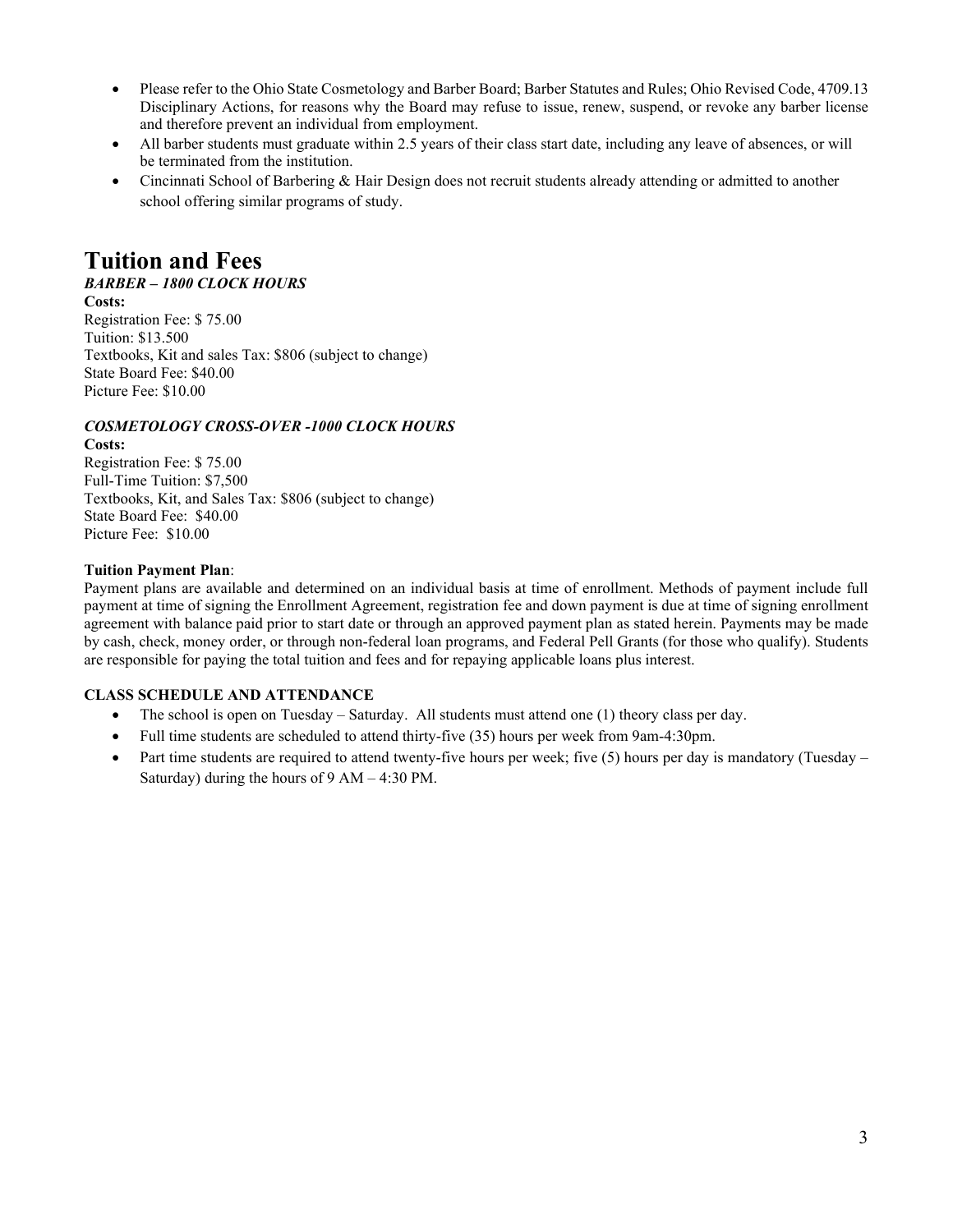- Please refer to the Ohio State Cosmetology and Barber Board; Barber Statutes and Rules; Ohio Revised Code, 4709.13 Disciplinary Actions, for reasons why the Board may refuse to issue, renew, suspend, or revoke any barber license and therefore prevent an individual from employment.
- All barber students must graduate within 2.5 years of their class start date, including any leave of absences, or will be terminated from the institution.
- Cincinnati School of Barbering & Hair Design does not recruit students already attending or admitted to another school offering similar programs of study.

# Tuition and Fees

***BARBER – 1800 CLOCK HOURS***

**Costs:**

Registration Fee: $ 75.00
Tuition: $13.500
Textbooks, Kit and sales Tax: $806 (subject to change)
State Board Fee: $40.00
Picture Fee: $10.00

***COSMETOLOGY CROSS-OVER -1000 CLOCK HOURS***

**Costs:**

Registration Fee: $ 75.00
Full-Time Tuition: $7,500
Textbooks, Kit, and Sales Tax: $806 (subject to change)
State Board Fee: $40.00
Picture Fee: $10.00

**Tuition Payment Plan**:

Payment plans are available and determined on an individual basis at time of enrollment. Methods of payment include full payment at time of signing the Enrollment Agreement, registration fee and down payment is due at time of signing enrollment agreement with balance paid prior to start date or through an approved payment plan as stated herein. Payments may be made by cash, check, money order, or through non-federal loan programs, and Federal Pell Grants (for those who qualify). Students are responsible for paying the total tuition and fees and for repaying applicable loans plus interest.

**CLASS SCHEDULE AND ATTENDANCE**

- The school is open on Tuesday – Saturday. All students must attend one (1) theory class per day.
- Full time students are scheduled to attend thirty-five (35) hours per week from 9am-4:30pm.
- Part time students are required to attend twenty-five hours per week; five (5) hours per day is mandatory (Tuesday – Saturday) during the hours of 9 AM – 4:30 PM.